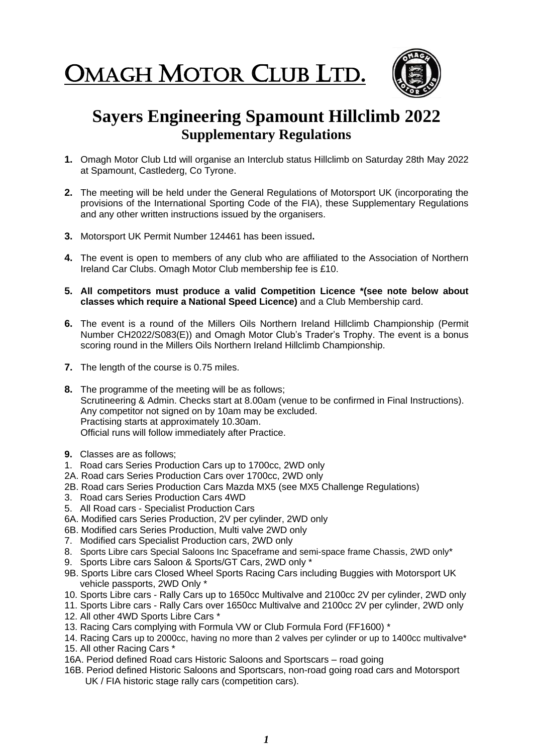# OMAGH MOTOR CLUB LTD.

## Sayers Engineering Spamount Hillclimb 2022

### Supplementary Regulations

**1.** Omagh Motor Club Ltd will organise an Interclub status Hillclimb on Saturday 28th May 2022 at Spamount, Castlederg, Co Tyrone.

**2.** The meeting will be held under the General Regulations of Motorsport UK (incorporating the provisions of the International Sporting Code of the FIA), these Supplementary Regulations and any other written instructions issued by the organisers.

**3.** Motorsport UK Permit Number 124461 has been issued**.**

**4.** The event is open to members of any club who are affiliated to the Association of Northern Ireland Car Clubs. Omagh Motor Club membership fee is £10.

**5. All competitors must produce a valid Competition Licence *(see note below about classes which require a National Speed Licence)** and a Club Membership card.

**6.** The event is a round of the Millers Oils Northern Ireland Hillclimb Championship (Permit Number CH2022/S083(E)) and Omagh Motor Club's Trader's Trophy. The event is a bonus scoring round in the Millers Oils Northern Ireland Hillclimb Championship.

**7.** The length of the course is 0.75 miles.

**8.** The programme of the meeting will be as follows;
Scrutineering & Admin. Checks start at 8.00am (venue to be confirmed in Final Instructions).
Any competitor not signed on by 10am may be excluded.
Practising starts at approximately 10.30am.
Official runs will follow immediately after Practice.

**9.** Classes are as follows;

1. Road cars Series Production Cars up to 1700cc, 2WD only
2A. Road cars Series Production Cars over 1700cc, 2WD only
2B. Road cars Series Production Cars Mazda MX5 (see MX5 Challenge Regulations)
3. Road cars Series Production Cars 4WD
5. All Road cars - Specialist Production Cars
6A. Modified cars Series Production, 2V per cylinder, 2WD only
6B. Modified cars Series Production, Multi valve 2WD only
7. Modified cars Specialist Production cars, 2WD only
8. Sports Libre cars Special Saloons Inc Spaceframe and semi-space frame Chassis, 2WD only*
9. Sports Libre cars Saloon & Sports/GT Cars, 2WD only *
9B. Sports Libre cars Closed Wheel Sports Racing Cars including Buggies with Motorsport UK vehicle passports, 2WD Only *
10. Sports Libre cars - Rally Cars up to 1650cc Multivalve and 2100cc 2V per cylinder, 2WD only
11. Sports Libre cars - Rally Cars over 1650cc Multivalve and 2100cc 2V per cylinder, 2WD only
12. All other 4WD Sports Libre Cars *
13. Racing Cars complying with Formula VW or Club Formula Ford (FF1600) *
14. Racing Cars up to 2000cc, having no more than 2 valves per cylinder or up to 1400cc multivalve*
15. All other Racing Cars *
16A. Period defined Road cars Historic Saloons and Sportscars – road going
16B. Period defined Historic Saloons and Sportscars, non-road going road cars and Motorsport UK / FIA historic stage rally cars (competition cars).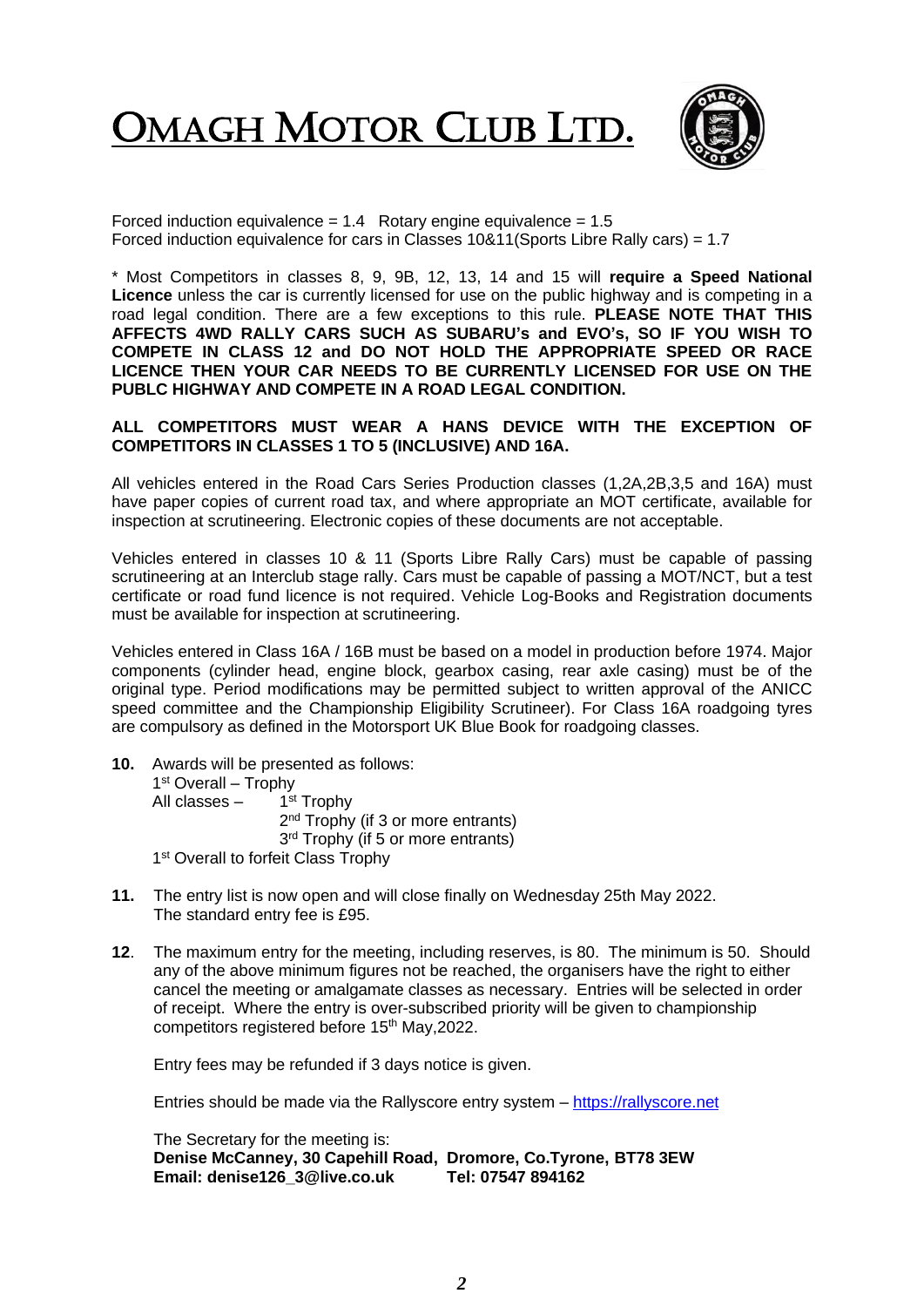# OMAGH MOTOR CLUB LTD.

Forced induction equivalence = 1.4   Rotary engine equivalence = 1.5
Forced induction equivalence for cars in Classes 10&11(Sports Libre Rally cars) = 1.7

* Most Competitors in classes 8, 9, 9B, 12, 13, 14 and 15 will **require a Speed National Licence** unless the car is currently licensed for use on the public highway and is competing in a road legal condition. There are a few exceptions to this rule. **PLEASE NOTE THAT THIS AFFECTS 4WD RALLY CARS SUCH AS SUBARU's and EVO's, SO IF YOU WISH TO COMPETE IN CLASS 12 and DO NOT HOLD THE APPROPRIATE SPEED OR RACE LICENCE THEN YOUR CAR NEEDS TO BE CURRENTLY LICENSED FOR USE ON THE PUBLC HIGHWAY AND COMPETE IN A ROAD LEGAL CONDITION.**

**ALL COMPETITORS MUST WEAR A HANS DEVICE WITH THE EXCEPTION OF COMPETITORS IN CLASSES 1 TO 5 (INCLUSIVE) AND 16A.**

All vehicles entered in the Road Cars Series Production classes (1,2A,2B,3,5 and 16A) must have paper copies of current road tax, and where appropriate an MOT certificate, available for inspection at scrutineering. Electronic copies of these documents are not acceptable.

Vehicles entered in classes 10 & 11 (Sports Libre Rally Cars) must be capable of passing scrutineering at an Interclub stage rally. Cars must be capable of passing a MOT/NCT, but a test certificate or road fund licence is not required. Vehicle Log-Books and Registration documents must be available for inspection at scrutineering.

Vehicles entered in Class 16A / 16B must be based on a model in production before 1974. Major components (cylinder head, engine block, gearbox casing, rear axle casing) must be of the original type. Period modifications may be permitted subject to written approval of the ANICC speed committee and the Championship Eligibility Scrutineer). For Class 16A roadgoing tyres are compulsory as defined in the Motorsport UK Blue Book for roadgoing classes.

**10.** Awards will be presented as follows:
1st Overall – Trophy
All classes – 1st Trophy
2nd Trophy (if 3 or more entrants)
3rd Trophy (if 5 or more entrants)
1st Overall to forfeit Class Trophy

**11.** The entry list is now open and will close finally on Wednesday 25th May 2022.
The standard entry fee is £95.

**12**. The maximum entry for the meeting, including reserves, is 80. The minimum is 50. Should any of the above minimum figures not be reached, the organisers have the right to either cancel the meeting or amalgamate classes as necessary. Entries will be selected in order of receipt. Where the entry is over-subscribed priority will be given to championship competitors registered before 15th May,2022.

Entry fees may be refunded if 3 days notice is given.

Entries should be made via the Rallyscore entry system – https://rallyscore.net

The Secretary for the meeting is:
**Denise McCanney, 30 Capehill Road, Dromore, Co.Tyrone, BT78 3EW**
**Email: denise126_3@live.co.uk Tel: 07547 894162**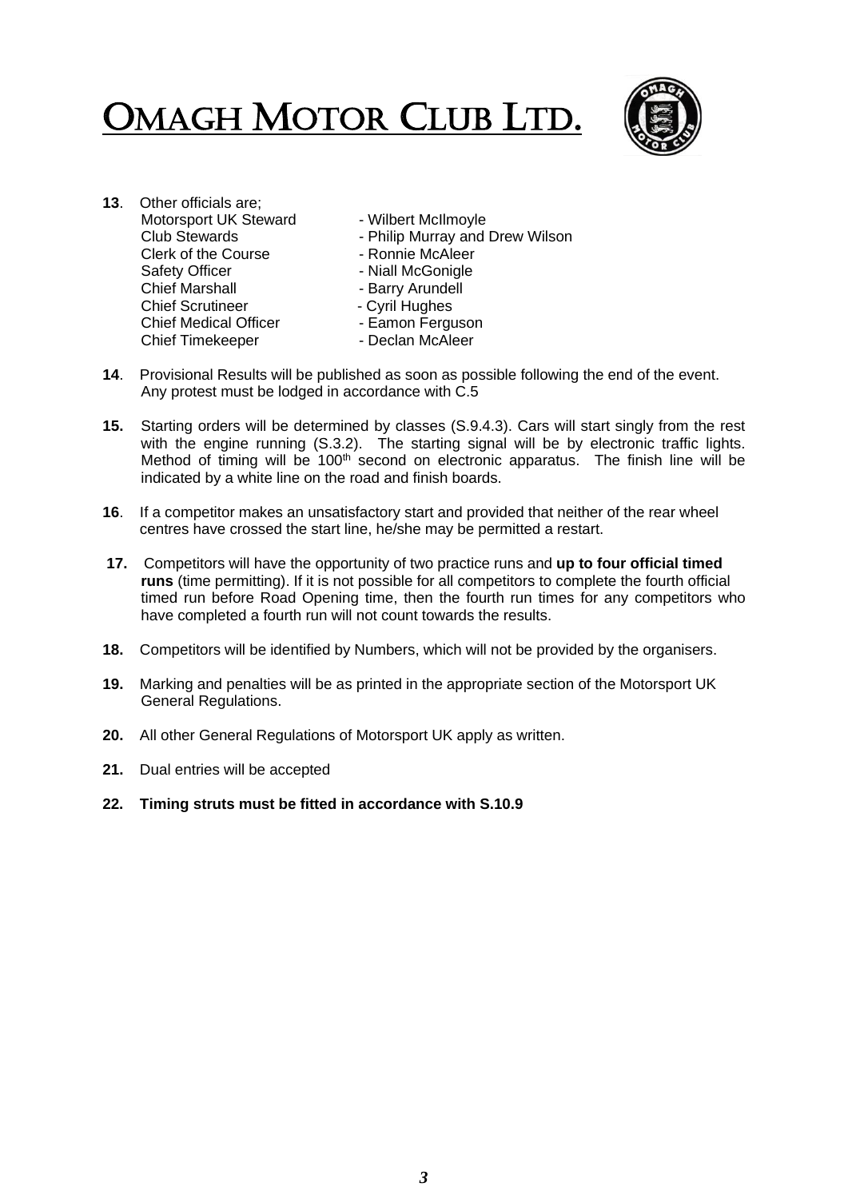# OMAGH MOTOR CLUB LTD.

**13**. Other officials are;

| | |
|---|---|
| Motorsport UK Steward | - Wilbert McIlmoyle |
| Club Stewards | - Philip Murray and Drew Wilson |
| Clerk of the Course | - Ronnie McAleer |
| Safety Officer | - Niall McGonigle |
| Chief Marshall | - Barry Arundell |
| Chief Scrutineer | - Cyril Hughes |
| Chief Medical Officer | - Eamon Ferguson |
| Chief Timekeeper | - Declan McAleer |

**14**. Provisional Results will be published as soon as possible following the end of the event. Any protest must be lodged in accordance with C.5

**15.** Starting orders will be determined by classes (S.9.4.3). Cars will start singly from the rest with the engine running (S.3.2). The starting signal will be by electronic traffic lights. Method of timing will be 100th second on electronic apparatus. The finish line will be indicated by a white line on the road and finish boards.

**16**. If a competitor makes an unsatisfactory start and provided that neither of the rear wheel centres have crossed the start line, he/she may be permitted a restart.

**17.** Competitors will have the opportunity of two practice runs and **up to four official timed runs** (time permitting). If it is not possible for all competitors to complete the fourth official timed run before Road Opening time, then the fourth run times for any competitors who have completed a fourth run will not count towards the results.

**18.** Competitors will be identified by Numbers, which will not be provided by the organisers.

**19.** Marking and penalties will be as printed in the appropriate section of the Motorsport UK General Regulations.

**20.** All other General Regulations of Motorsport UK apply as written.

**21.** Dual entries will be accepted

**22. Timing struts must be fitted in accordance with S.10.9**